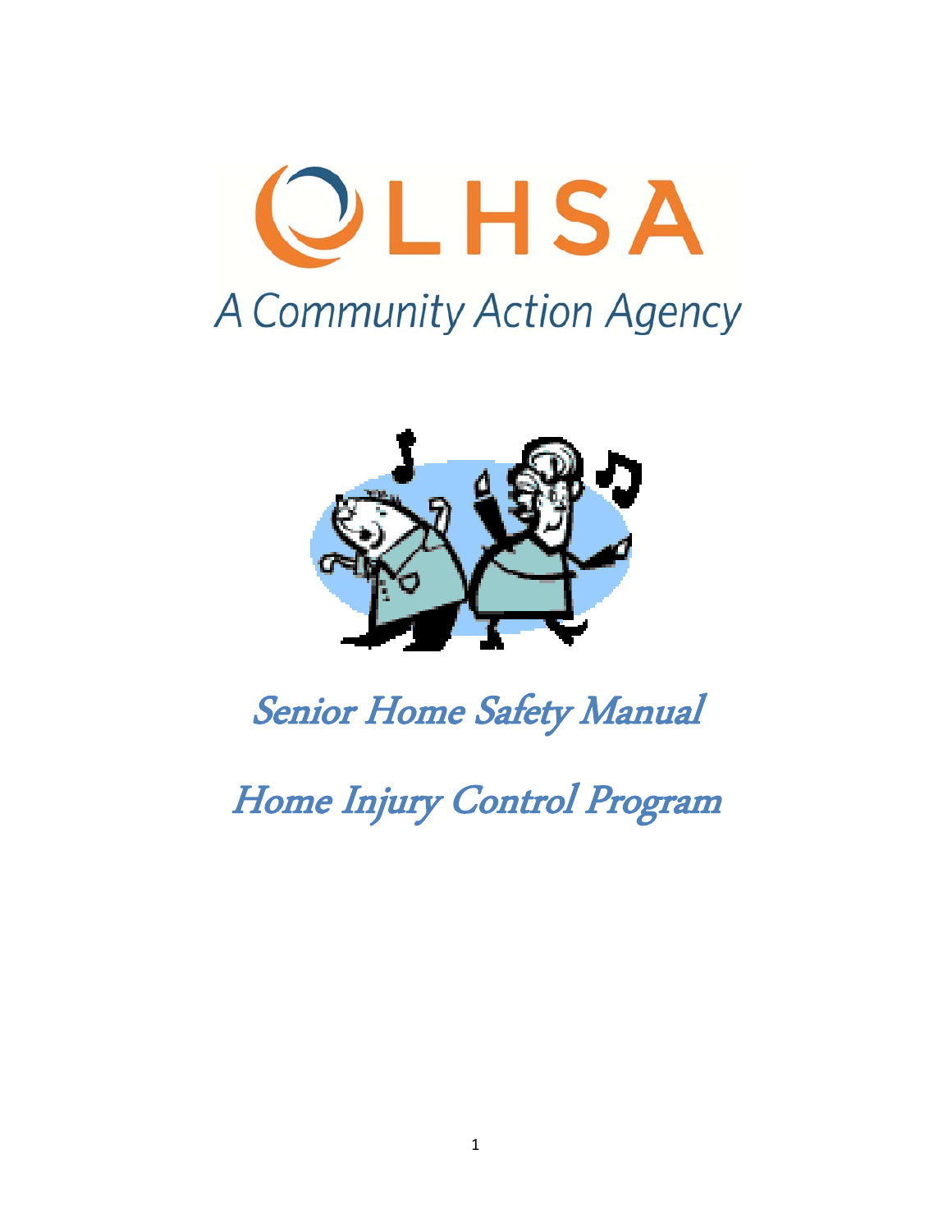OLHSA

A Community Action Agency

# Senior Home Safety Manual

# Home Injury Control Program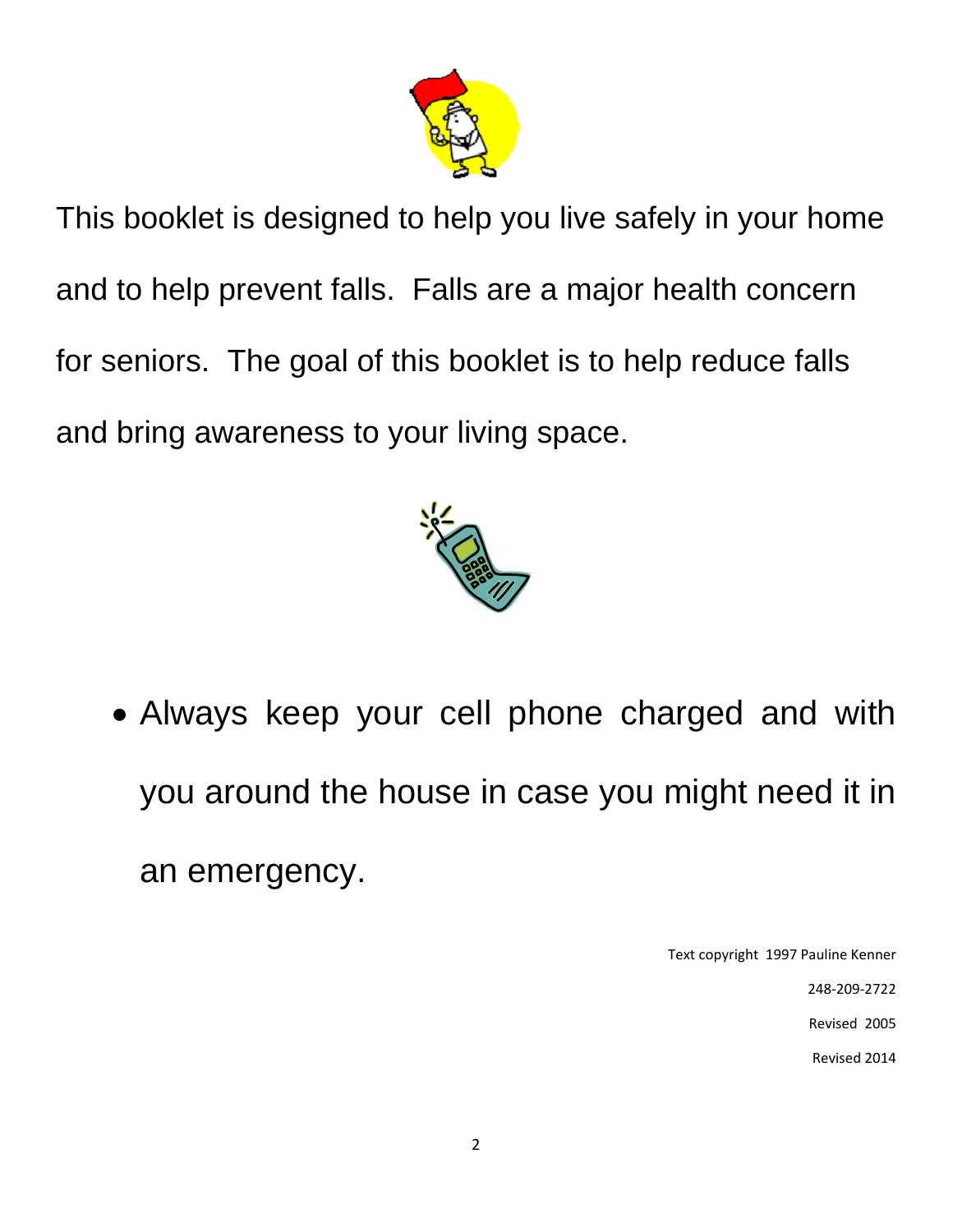This booklet is designed to help you live safely in your home and to help prevent falls. Falls are a major health concern for seniors. The goal of this booklet is to help reduce falls and bring awareness to your living space.

- Always keep your cell phone charged and with you around the house in case you might need it in an emergency.

Text copyright 1997 Pauline Kenner

248-209-2722

Revised 2005

Revised 2014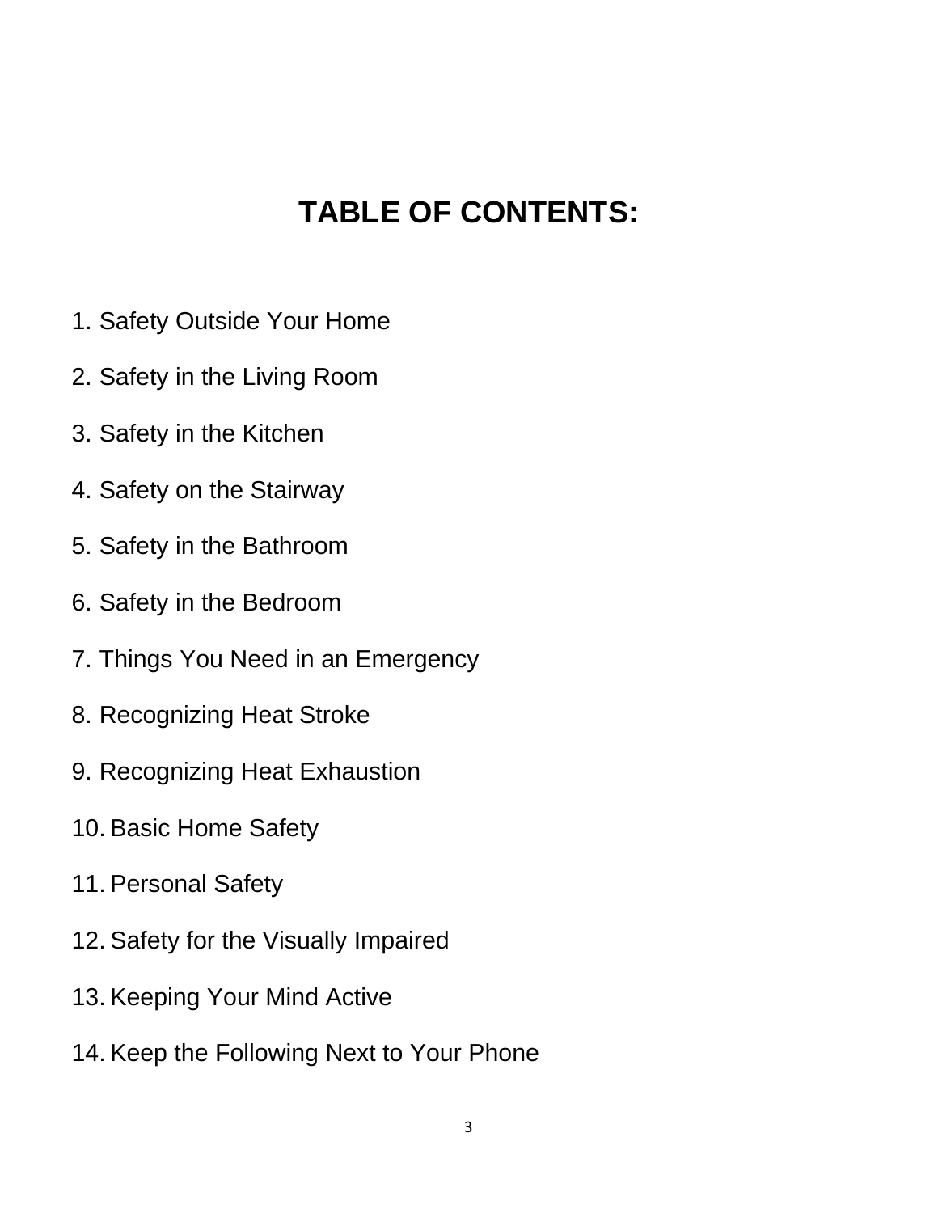# TABLE OF CONTENTS:

1. Safety Outside Your Home
2. Safety in the Living Room
3. Safety in the Kitchen
4. Safety on the Stairway
5. Safety in the Bathroom
6. Safety in the Bedroom
7. Things You Need in an Emergency
8. Recognizing Heat Stroke
9. Recognizing Heat Exhaustion
10. Basic Home Safety
11. Personal Safety
12. Safety for the Visually Impaired
13. Keeping Your Mind Active
14. Keep the Following Next to Your Phone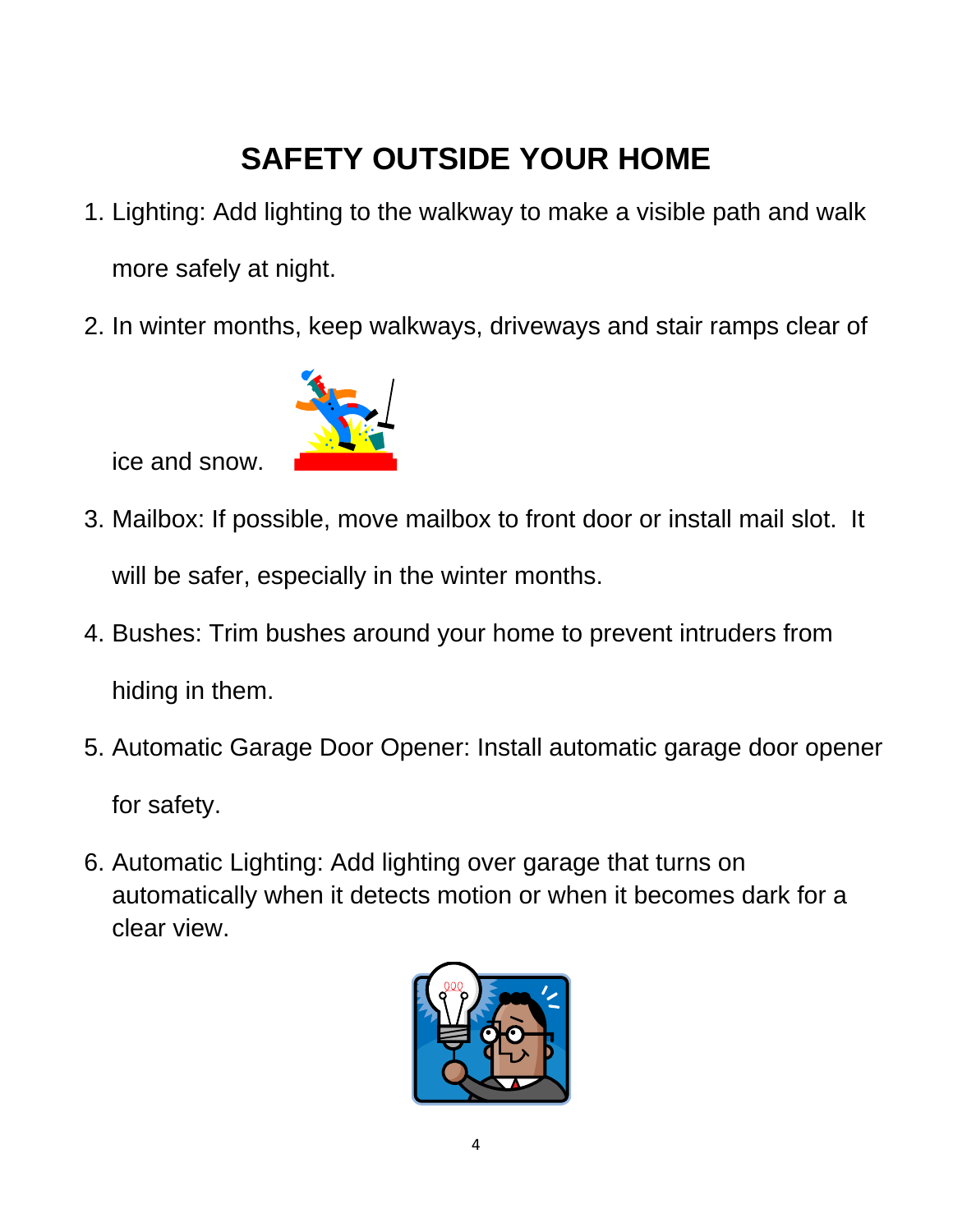# SAFETY OUTSIDE YOUR HOME

1. Lighting: Add lighting to the walkway to make a visible path and walk more safely at night.
2. In winter months, keep walkways, driveways and stair ramps clear of ice and snow.
3. Mailbox: If possible, move mailbox to front door or install mail slot. It will be safer, especially in the winter months.
4. Bushes: Trim bushes around your home to prevent intruders from hiding in them.
5. Automatic Garage Door Opener: Install automatic garage door opener for safety.
6. Automatic Lighting: Add lighting over garage that turns on automatically when it detects motion or when it becomes dark for a clear view.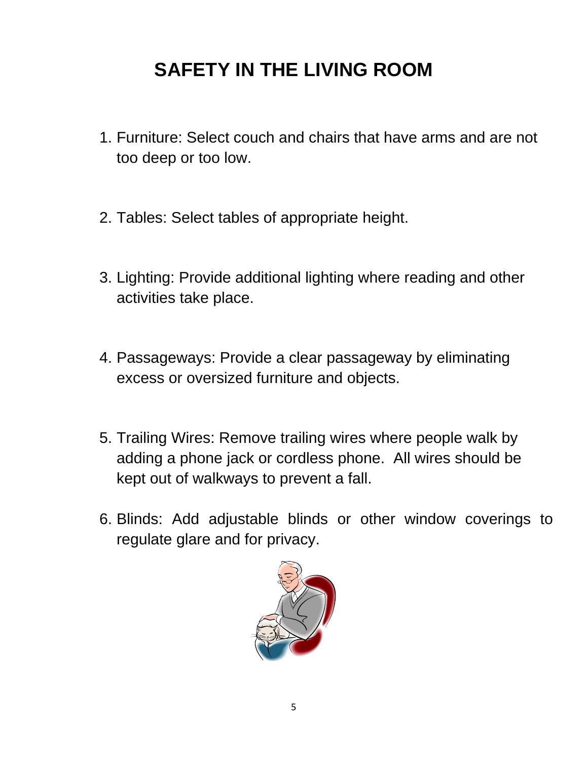# SAFETY IN THE LIVING ROOM

1. Furniture: Select couch and chairs that have arms and are not too deep or too low.

2. Tables: Select tables of appropriate height.

3. Lighting: Provide additional lighting where reading and other activities take place.

4. Passageways: Provide a clear passageway by eliminating excess or oversized furniture and objects.

5. Trailing Wires: Remove trailing wires where people walk by adding a phone jack or cordless phone. All wires should be kept out of walkways to prevent a fall.

6. Blinds: Add adjustable blinds or other window coverings to regulate glare and for privacy.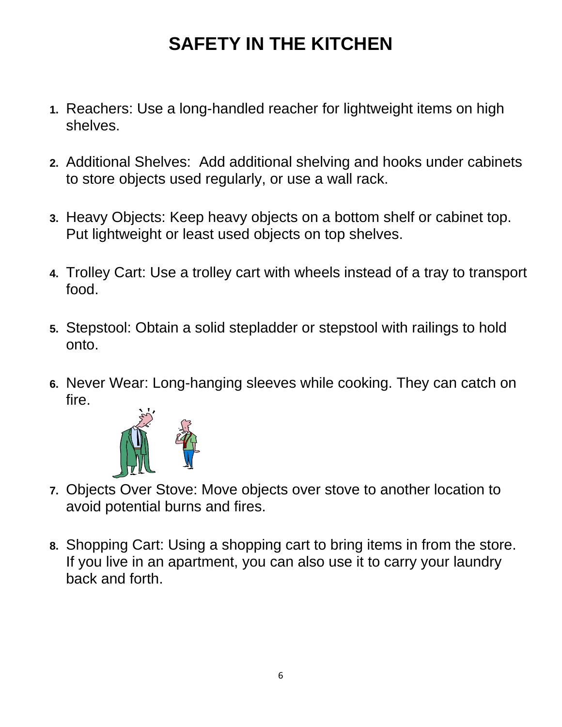# SAFETY IN THE KITCHEN

1. Reachers: Use a long-handled reacher for lightweight items on high shelves.

2. Additional Shelves: Add additional shelving and hooks under cabinets to store objects used regularly, or use a wall rack.

3. Heavy Objects: Keep heavy objects on a bottom shelf or cabinet top. Put lightweight or least used objects on top shelves.

4. Trolley Cart: Use a trolley cart with wheels instead of a tray to transport food.

5. Stepstool: Obtain a solid stepladder or stepstool with railings to hold onto.

6. Never Wear: Long-hanging sleeves while cooking. They can catch on fire.

7. Objects Over Stove: Move objects over stove to another location to avoid potential burns and fires.

8. Shopping Cart: Using a shopping cart to bring items in from the store. If you live in an apartment, you can also use it to carry your laundry back and forth.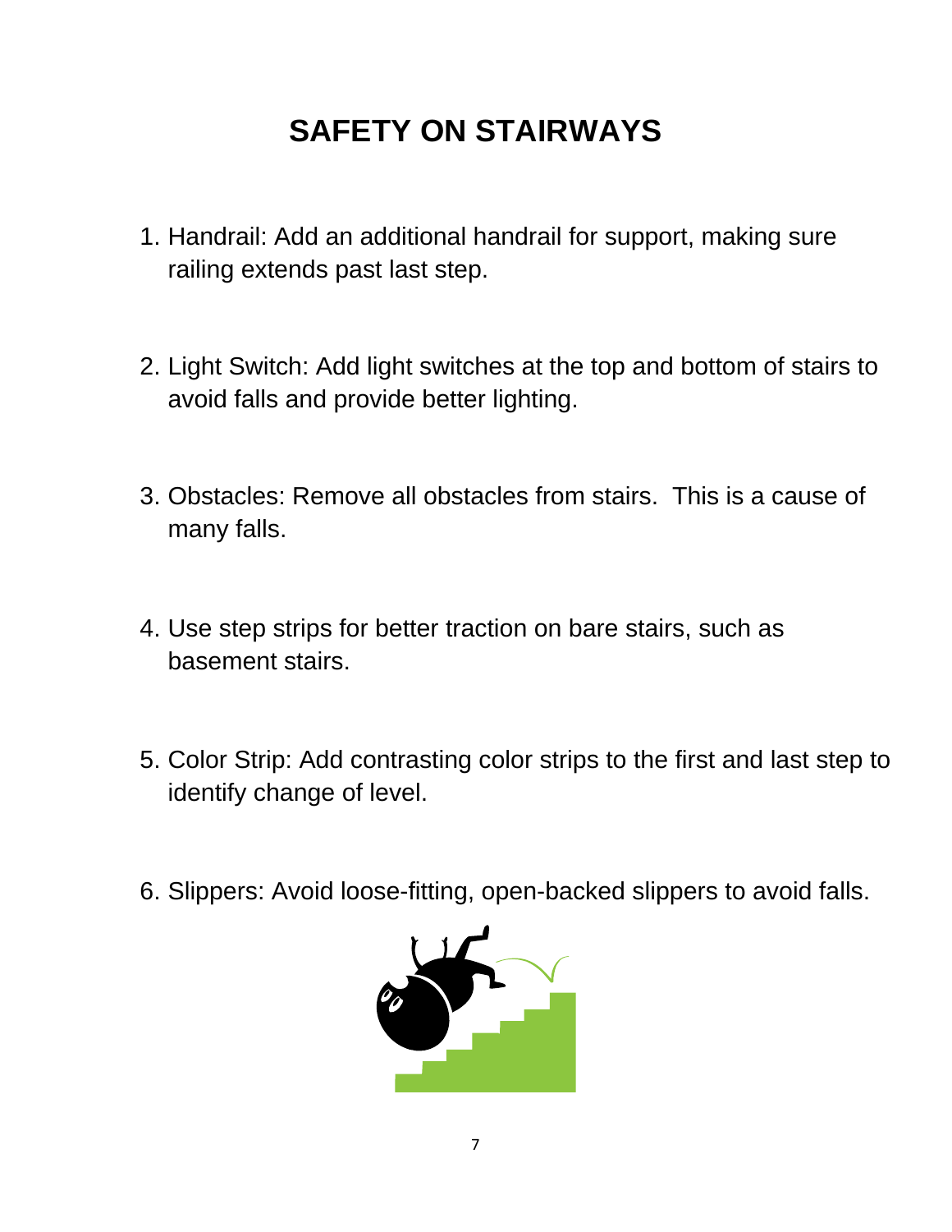# SAFETY ON STAIRWAYS

1. Handrail: Add an additional handrail for support, making sure railing extends past last step.

2. Light Switch: Add light switches at the top and bottom of stairs to avoid falls and provide better lighting.

3. Obstacles: Remove all obstacles from stairs. This is a cause of many falls.

4. Use step strips for better traction on bare stairs, such as basement stairs.

5. Color Strip: Add contrasting color strips to the first and last step to identify change of level.

6. Slippers: Avoid loose-fitting, open-backed slippers to avoid falls.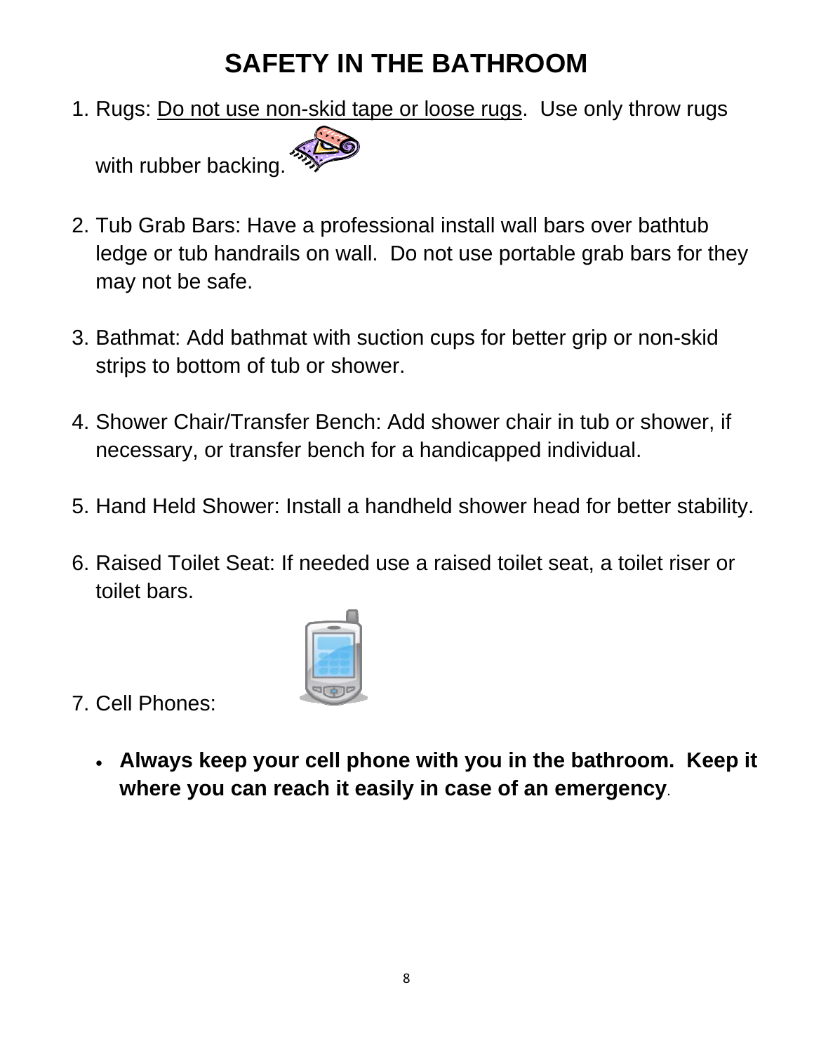# SAFETY IN THE BATHROOM

1. Rugs: <u>Do not use non-skid tape or loose rugs</u>. Use only throw rugs with rubber backing.

2. Tub Grab Bars: Have a professional install wall bars over bathtub ledge or tub handrails on wall. Do not use portable grab bars for they may not be safe.

3. Bathmat: Add bathmat with suction cups for better grip or non-skid strips to bottom of tub or shower.

4. Shower Chair/Transfer Bench: Add shower chair in tub or shower, if necessary, or transfer bench for a handicapped individual.

5. Hand Held Shower: Install a handheld shower head for better stability.

6. Raised Toilet Seat: If needed use a raised toilet seat, a toilet riser or toilet bars.

7. Cell Phones:

   - **Always keep your cell phone with you in the bathroom. Keep it where you can reach it easily in case of an emergency**.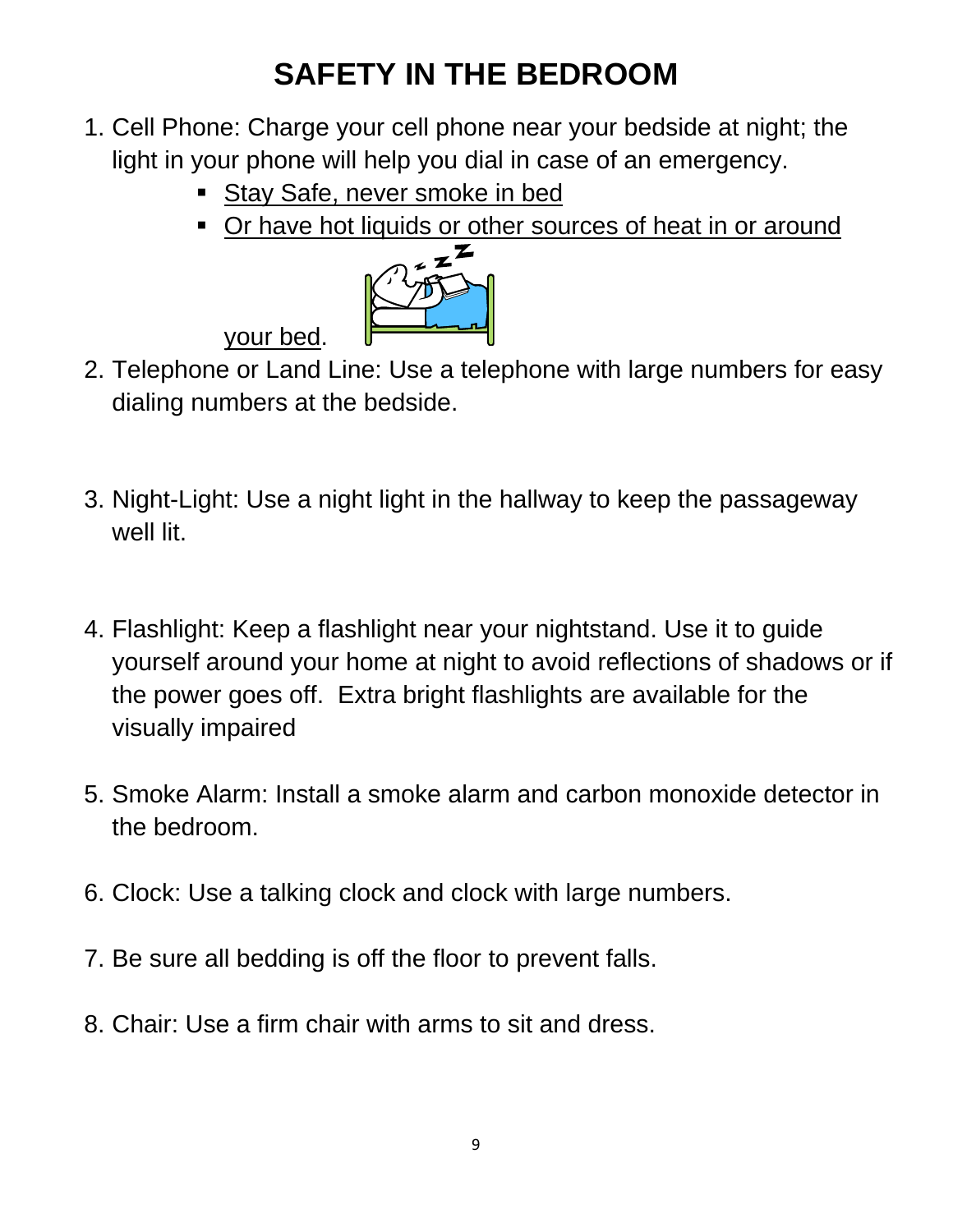# SAFETY IN THE BEDROOM

1. Cell Phone: Charge your cell phone near your bedside at night; the light in your phone will help you dial in case of an emergency.
   - Stay Safe, never smoke in bed
   - Or have hot liquids or other sources of heat in or around your bed.
2. Telephone or Land Line: Use a telephone with large numbers for easy dialing numbers at the bedside.
3. Night-Light: Use a night light in the hallway to keep the passageway well lit.
4. Flashlight: Keep a flashlight near your nightstand. Use it to guide yourself around your home at night to avoid reflections of shadows or if the power goes off. Extra bright flashlights are available for the visually impaired
5. Smoke Alarm: Install a smoke alarm and carbon monoxide detector in the bedroom.
6. Clock: Use a talking clock and clock with large numbers.
7. Be sure all bedding is off the floor to prevent falls.
8. Chair: Use a firm chair with arms to sit and dress.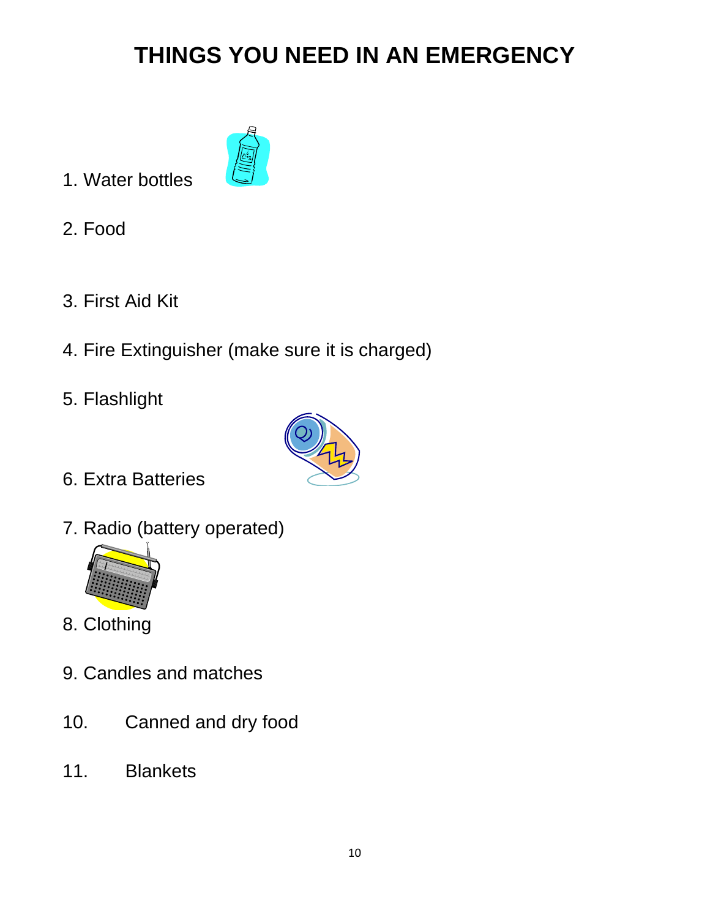# THINGS YOU NEED IN AN EMERGENCY

1. Water bottles
2. Food
3. First Aid Kit
4. Fire Extinguisher (make sure it is charged)
5. Flashlight
6. Extra Batteries
7. Radio (battery operated)
8. Clothing
9. Candles and matches
10. Canned and dry food
11. Blankets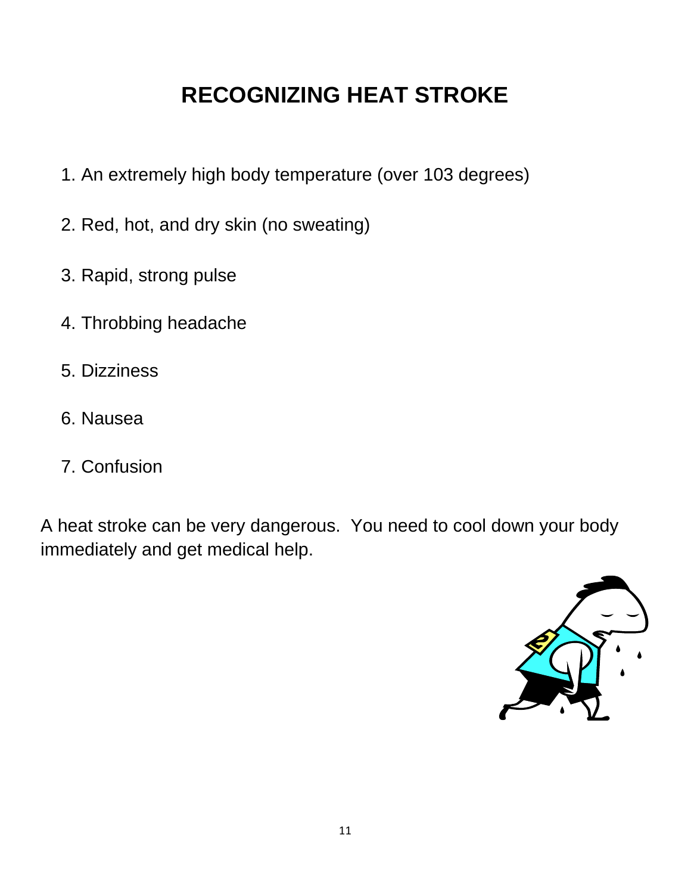# RECOGNIZING HEAT STROKE

1. An extremely high body temperature (over 103 degrees)
2. Red, hot, and dry skin (no sweating)
3. Rapid, strong pulse
4. Throbbing headache
5. Dizziness
6. Nausea
7. Confusion

A heat stroke can be very dangerous. You need to cool down your body immediately and get medical help.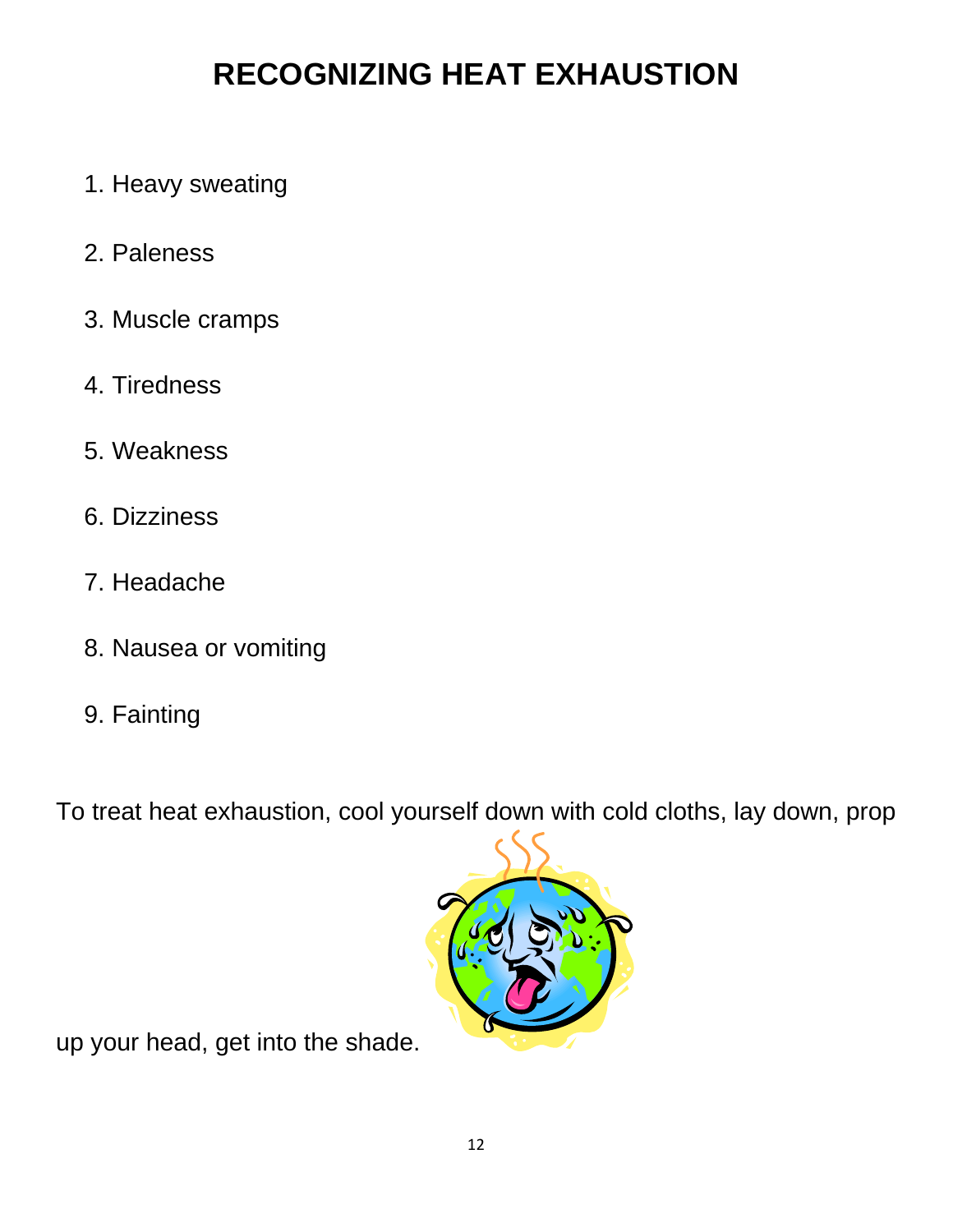# RECOGNIZING HEAT EXHAUSTION

1. Heavy sweating
2. Paleness
3. Muscle cramps
4. Tiredness
5. Weakness
6. Dizziness
7. Headache
8. Nausea or vomiting
9. Fainting

To treat heat exhaustion, cool yourself down with cold cloths, lay down, prop up your head, get into the shade.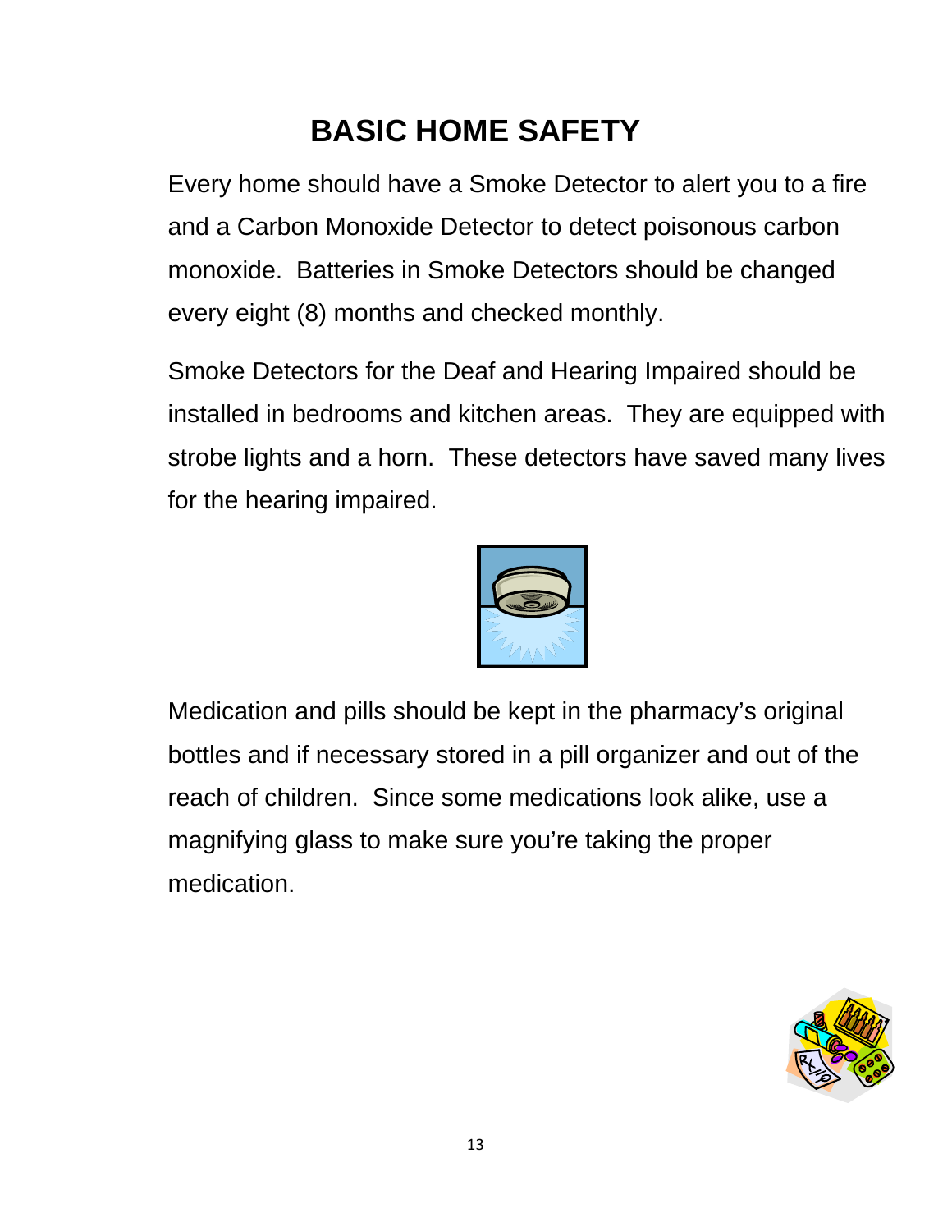# BASIC HOME SAFETY

Every home should have a Smoke Detector to alert you to a fire and a Carbon Monoxide Detector to detect poisonous carbon monoxide. Batteries in Smoke Detectors should be changed every eight (8) months and checked monthly.

Smoke Detectors for the Deaf and Hearing Impaired should be installed in bedrooms and kitchen areas. They are equipped with strobe lights and a horn. These detectors have saved many lives for the hearing impaired.

Medication and pills should be kept in the pharmacy's original bottles and if necessary stored in a pill organizer and out of the reach of children. Since some medications look alike, use a magnifying glass to make sure you're taking the proper medication.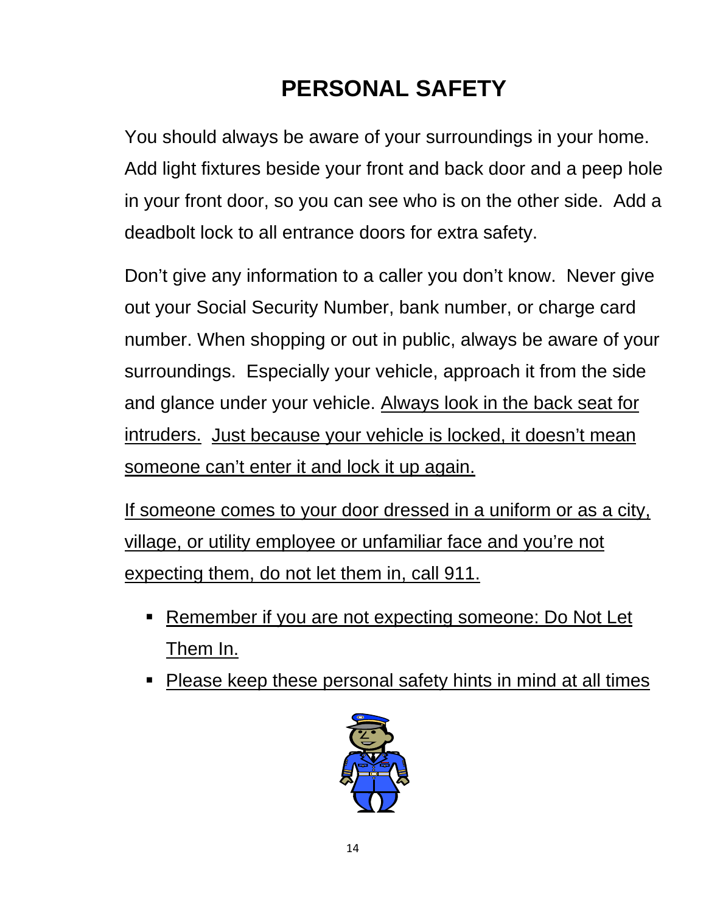# PERSONAL SAFETY

You should always be aware of your surroundings in your home. Add light fixtures beside your front and back door and a peep hole in your front door, so you can see who is on the other side. Add a deadbolt lock to all entrance doors for extra safety.

Don't give any information to a caller you don't know. Never give out your Social Security Number, bank number, or charge card number. When shopping or out in public, always be aware of your surroundings. Especially your vehicle, approach it from the side and glance under your vehicle. <u>Always look in the back seat for intruders.</u> <u>Just because your vehicle is locked, it doesn't mean someone can't enter it and lock it up again.</u>

<u>If someone comes to your door dressed in a uniform or as a city, village, or utility employee or unfamiliar face and you're not expecting them, do not let them in, call 911.</u>

- <u>Remember if you are not expecting someone: Do Not Let Them In.</u>
- <u>Please keep these personal safety hints in mind at all times</u>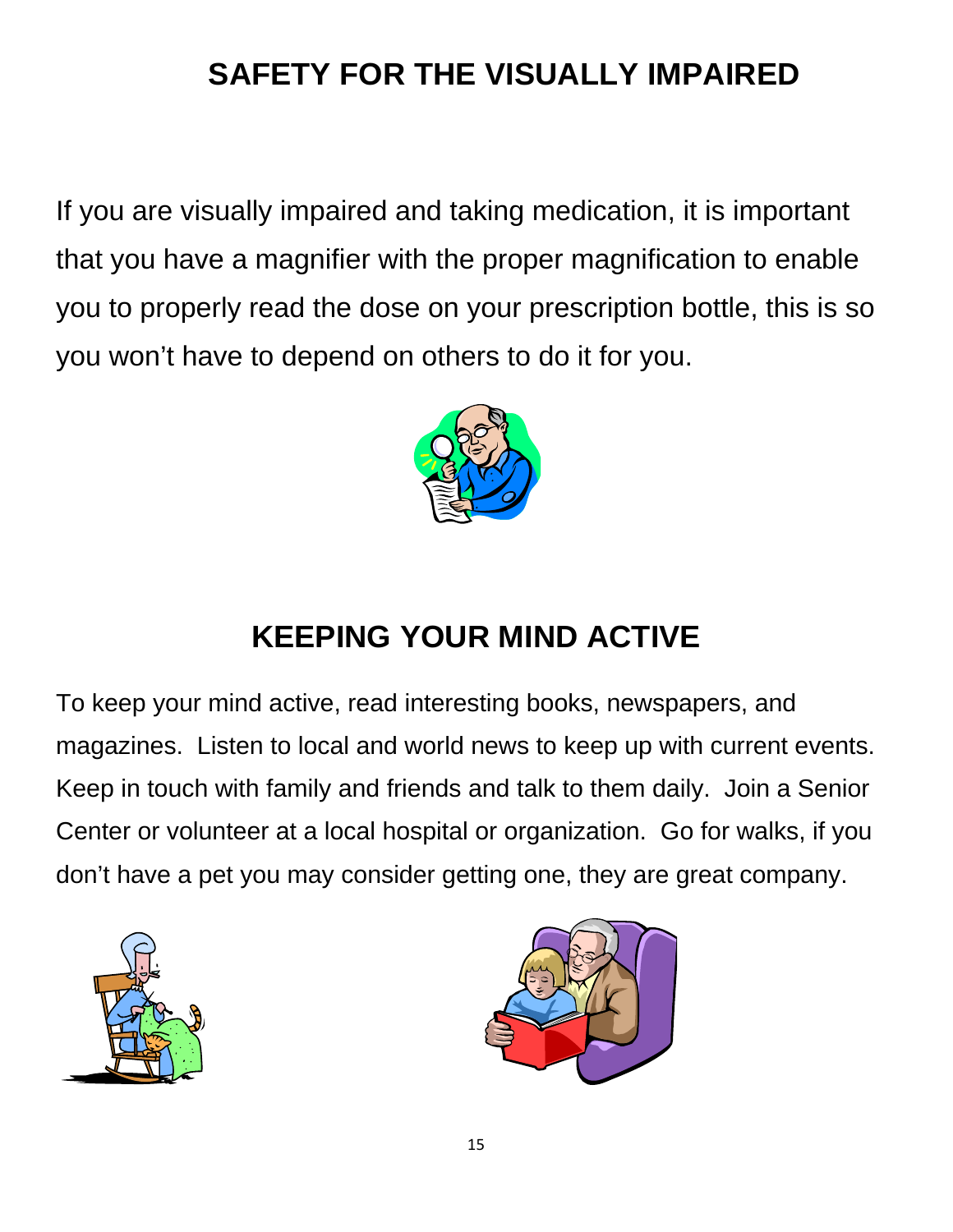# SAFETY FOR THE VISUALLY IMPAIRED

If you are visually impaired and taking medication, it is important that you have a magnifier with the proper magnification to enable you to properly read the dose on your prescription bottle, this is so you won't have to depend on others to do it for you.

# KEEPING YOUR MIND ACTIVE

To keep your mind active, read interesting books, newspapers, and magazines. Listen to local and world news to keep up with current events. Keep in touch with family and friends and talk to them daily. Join a Senior Center or volunteer at a local hospital or organization. Go for walks, if you don't have a pet you may consider getting one, they are great company.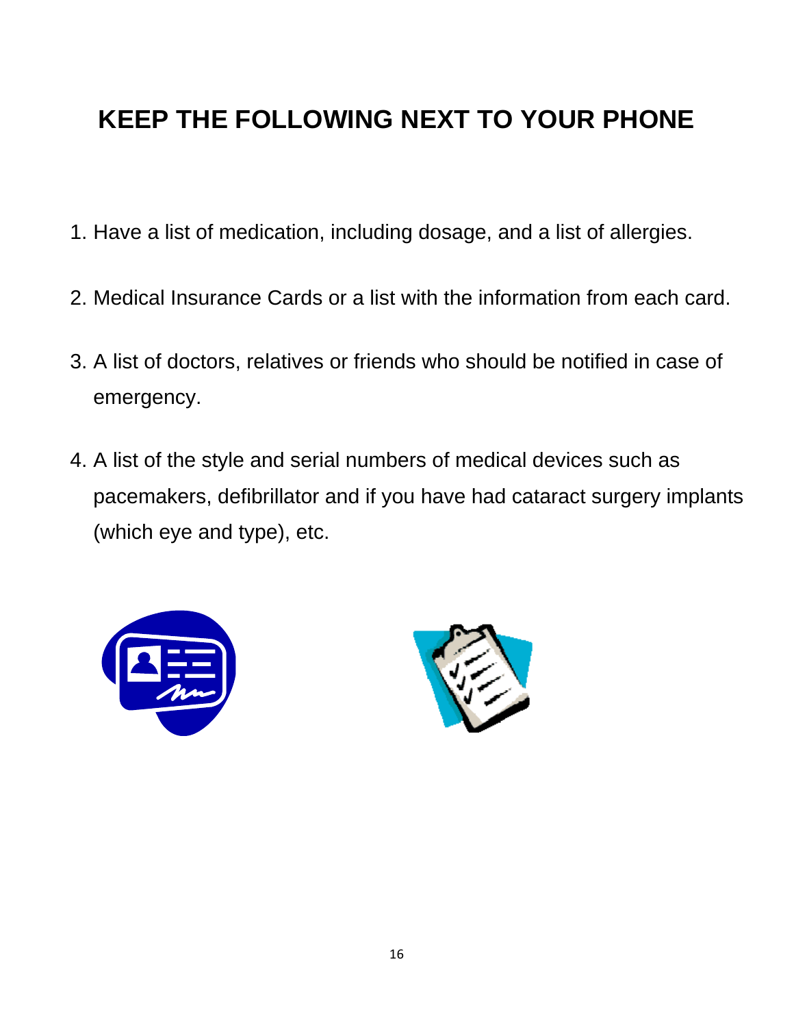# KEEP THE FOLLOWING NEXT TO YOUR PHONE

1. Have a list of medication, including dosage, and a list of allergies.

2. Medical Insurance Cards or a list with the information from each card.

3. A list of doctors, relatives or friends who should be notified in case of emergency.

4. A list of the style and serial numbers of medical devices such as pacemakers, defibrillator and if you have had cataract surgery implants (which eye and type), etc.